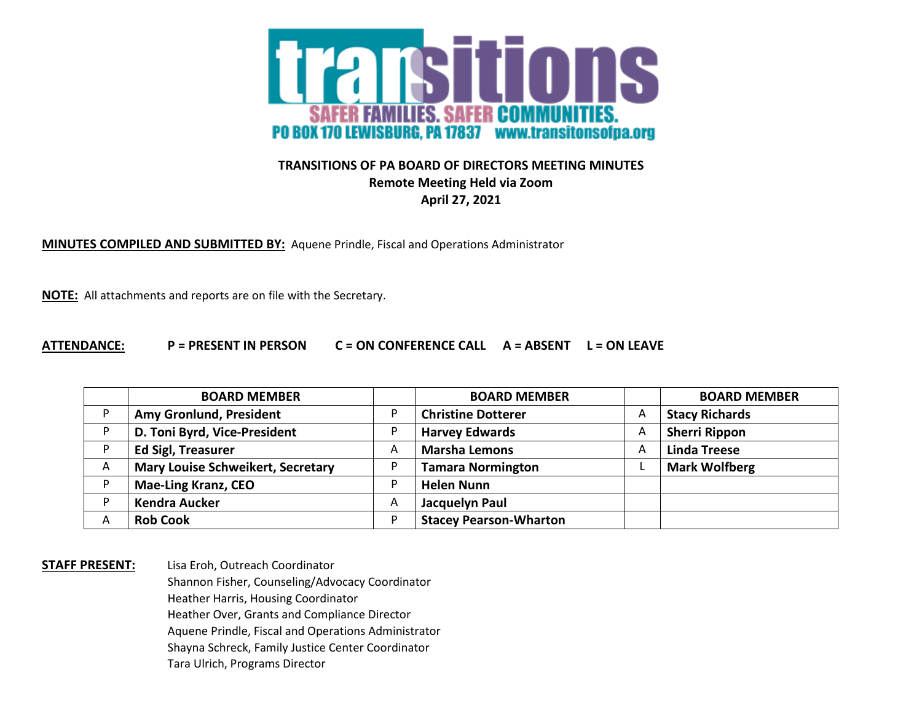transitions

SAFER FAMILIES. SAFER COMMUNITIES.

PO BOX 170 LEWISBURG, PA 17837 www.transitonsofpa.org

**TRANSITIONS OF PA BOARD OF DIRECTORS MEETING MINUTES**
**Remote Meeting Held via Zoom**
**April 27, 2021**

**MINUTES COMPILED AND SUBMITTED BY:** Aquene Prindle, Fiscal and Operations Administrator

**NOTE:** All attachments and reports are on file with the Secretary.

**ATTENDANCE:** **P = PRESENT IN PERSON C = ON CONFERENCE CALL A = ABSENT L = ON LEAVE**

| | BOARD MEMBER | | BOARD MEMBER | | BOARD MEMBER |
|---|---|---|---|---|---|
| P | **Amy Gronlund, President** | P | **Christine Dotterer** | A | **Stacy Richards** |
| P | **D. Toni Byrd, Vice-President** | P | **Harvey Edwards** | A | **Sherri Rippon** |
| P | **Ed Sigl, Treasurer** | A | **Marsha Lemons** | A | **Linda Treese** |
| A | **Mary Louise Schweikert, Secretary** | P | **Tamara Normington** | L | **Mark Wolfberg** |
| P | **Mae-Ling Kranz, CEO** | P | **Helen Nunn** | | |
| P | **Kendra Aucker** | A | **Jacquelyn Paul** | | |
| A | **Rob Cook** | P | **Stacey Pearson-Wharton** | | |

**STAFF PRESENT:**
Lisa Eroh, Outreach Coordinator
Shannon Fisher, Counseling/Advocacy Coordinator
Heather Harris, Housing Coordinator
Heather Over, Grants and Compliance Director
Aquene Prindle, Fiscal and Operations Administrator
Shayna Schreck, Family Justice Center Coordinator
Tara Ulrich, Programs Director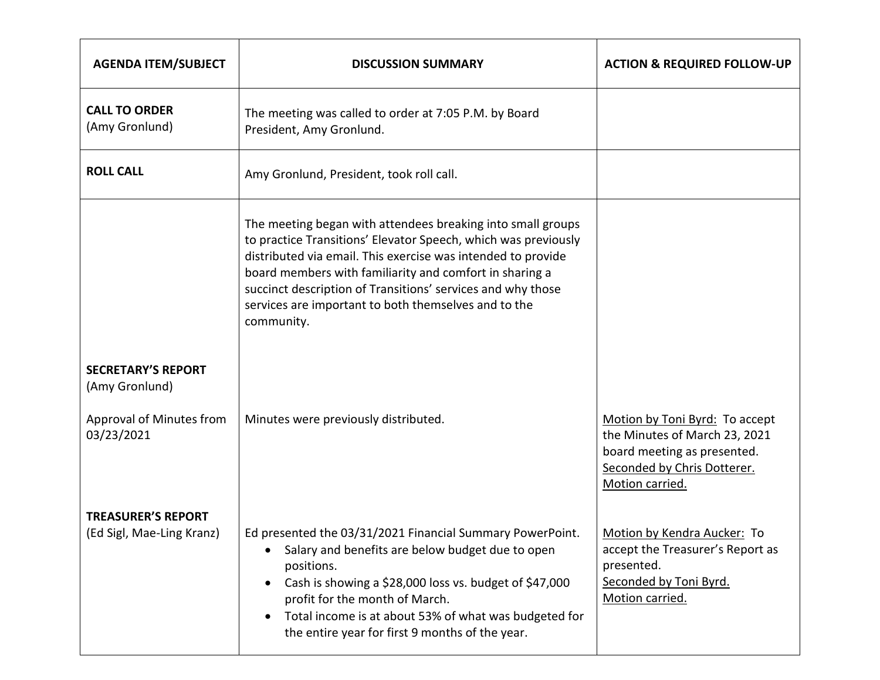| AGENDA ITEM/SUBJECT | DISCUSSION SUMMARY | ACTION & REQUIRED FOLLOW-UP |
| --- | --- | --- |
| **CALL TO ORDER**<br>(Amy Gronlund) | The meeting was called to order at 7:05 P.M. by Board President, Amy Gronlund. | |
| **ROLL CALL** | Amy Gronlund, President, took roll call. | |
| | The meeting began with attendees breaking into small groups to practice Transitions' Elevator Speech, which was previously distributed via email. This exercise was intended to provide board members with familiarity and comfort in sharing a succinct description of Transitions' services and why those services are important to both themselves and to the community. | |
| **SECRETARY'S REPORT**<br>(Amy Gronlund) | | |
| Approval of Minutes from 03/23/2021 | Minutes were previously distributed. | Motion by Toni Byrd: To accept the Minutes of March 23, 2021 board meeting as presented.<br>Seconded by Chris Dotterer.<br>Motion carried. |
| **TREASURER'S REPORT**<br>(Ed Sigl, Mae-Ling Kranz) | Ed presented the 03/31/2021 Financial Summary PowerPoint.<br>• Salary and benefits are below budget due to open positions.<br>• Cash is showing a $28,000 loss vs. budget of $47,000 profit for the month of March.<br>• Total income is at about 53% of what was budgeted for the entire year for first 9 months of the year. | Motion by Kendra Aucker: To accept the Treasurer's Report as presented.<br>Seconded by Toni Byrd.<br>Motion carried. |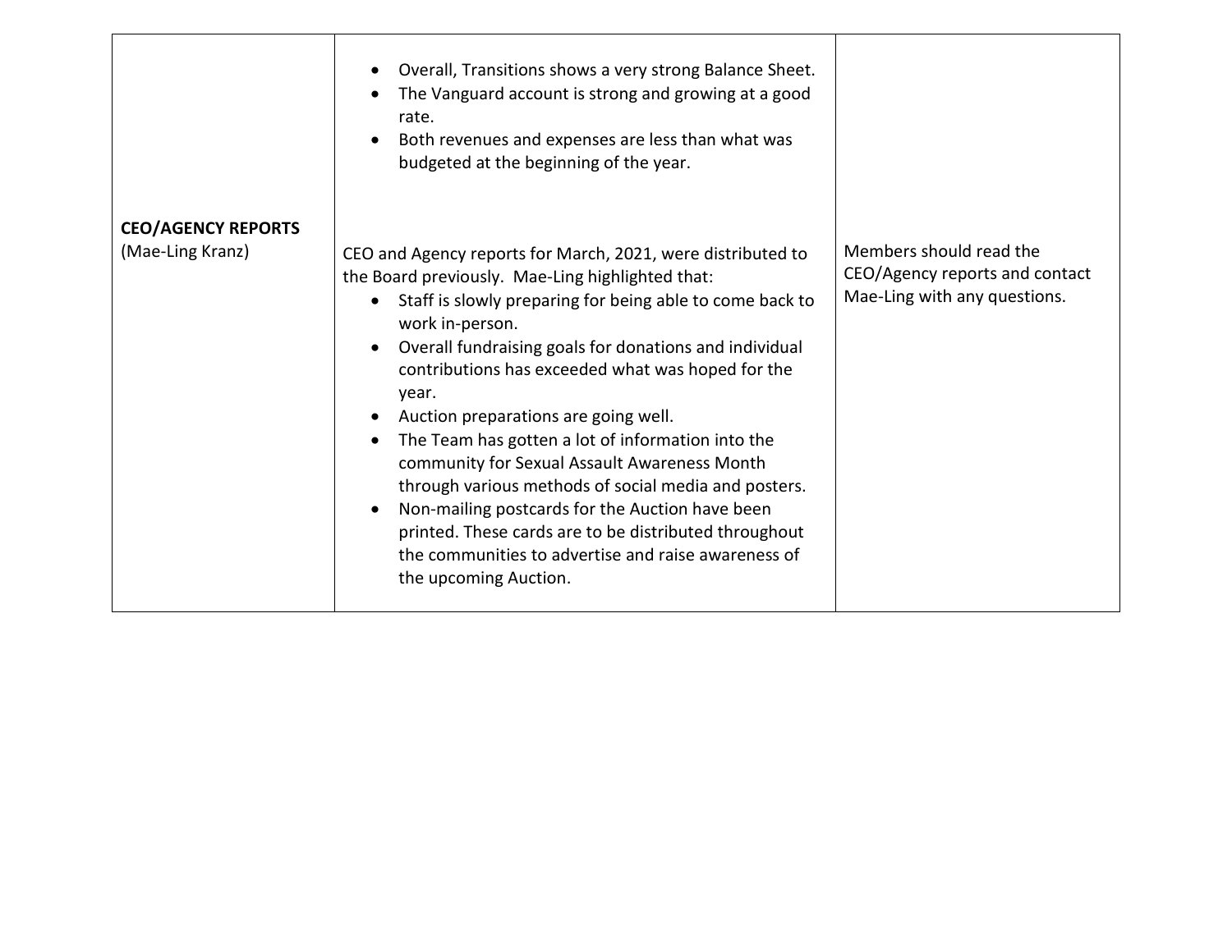| | | |
|---|---|---|
| | • Overall, Transitions shows a very strong Balance Sheet.<br>• The Vanguard account is strong and growing at a good rate.<br>• Both revenues and expenses are less than what was budgeted at the beginning of the year. | |
| **CEO/AGENCY REPORTS**<br>(Mae-Ling Kranz) | CEO and Agency reports for March, 2021, were distributed to the Board previously. Mae-Ling highlighted that:<br>• Staff is slowly preparing for being able to come back to work in-person.<br>• Overall fundraising goals for donations and individual contributions has exceeded what was hoped for the year.<br>• Auction preparations are going well.<br>• The Team has gotten a lot of information into the community for Sexual Assault Awareness Month through various methods of social media and posters.<br>• Non-mailing postcards for the Auction have been printed. These cards are to be distributed throughout the communities to advertise and raise awareness of the upcoming Auction. | Members should read the CEO/Agency reports and contact Mae-Ling with any questions. |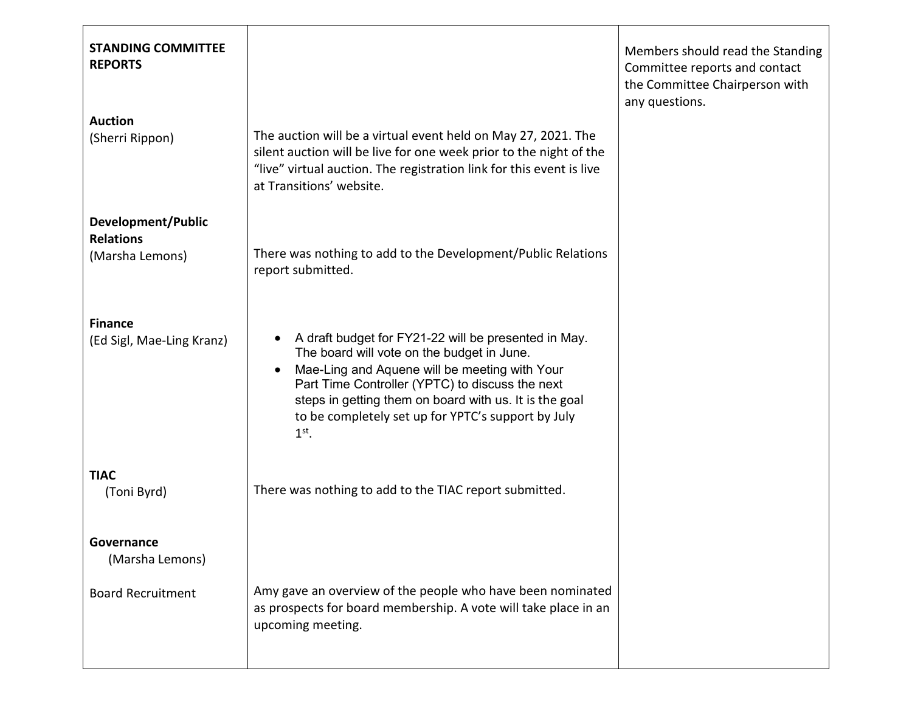| **STANDING COMMITTEE REPORTS** | | Members should read the Standing Committee reports and contact the Committee Chairperson with any questions. |
|---|---|---|
| **Auction** (Sherri Rippon) | The auction will be a virtual event held on May 27, 2021. The silent auction will be live for one week prior to the night of the "live" virtual auction. The registration link for this event is live at Transitions' website. | |
| **Development/Public Relations** (Marsha Lemons) | There was nothing to add to the Development/Public Relations report submitted. | |
| **Finance** (Ed Sigl, Mae-Ling Kranz) | • A draft budget for FY21-22 will be presented in May. The board will vote on the budget in June.<br>• Mae-Ling and Aquene will be meeting with Your Part Time Controller (YPTC) to discuss the next steps in getting them on board with us. It is the goal to be completely set up for YPTC's support by July 1st. | |
| **TIAC** (Toni Byrd) | There was nothing to add to the TIAC report submitted. | |
| **Governance** (Marsha Lemons) | | |
| Board Recruitment | Amy gave an overview of the people who have been nominated as prospects for board membership. A vote will take place in an upcoming meeting. | |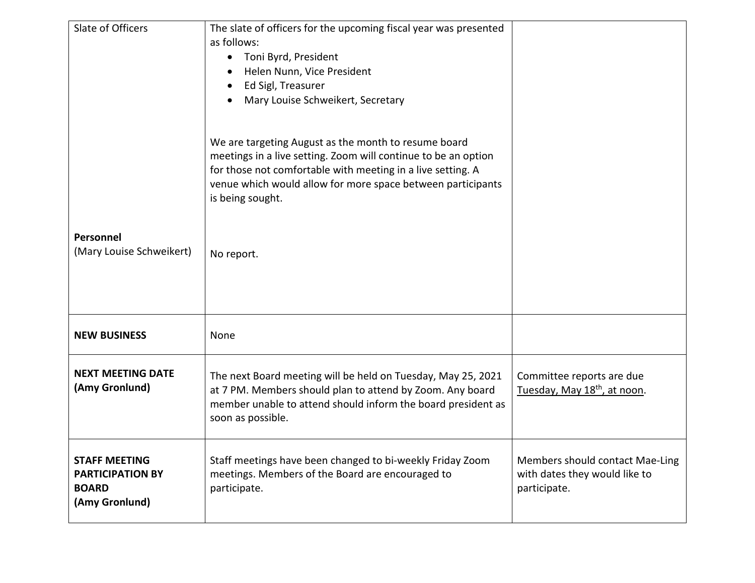| Slate of Officers<br><br><br><br><br><br><br><br><br><br><br><br><br>**Personnel**<br>(Mary Louise Schweikert) | The slate of officers for the upcoming fiscal year was presented as follows:<br>• Toni Byrd, President<br>• Helen Nunn, Vice President<br>• Ed Sigl, Treasurer<br>• Mary Louise Schweikert, Secretary<br><br>We are targeting August as the month to resume board meetings in a live setting. Zoom will continue to be an option for those not comfortable with meeting in a live setting. A venue which would allow for more space between participants is being sought.<br><br><br>No report. | |
|---|---|---|
| **NEW BUSINESS** | None | |
| **NEXT MEETING DATE (Amy Gronlund)** | The next Board meeting will be held on Tuesday, May 25, 2021 at 7 PM. Members should plan to attend by Zoom. Any board member unable to attend should inform the board president as soon as possible. | Committee reports are due <u>Tuesday, May 18th, at noon</u>. |
| **STAFF MEETING PARTICIPATION BY BOARD (Amy Gronlund)** | Staff meetings have been changed to bi-weekly Friday Zoom meetings. Members of the Board are encouraged to participate. | Members should contact Mae-Ling with dates they would like to participate. |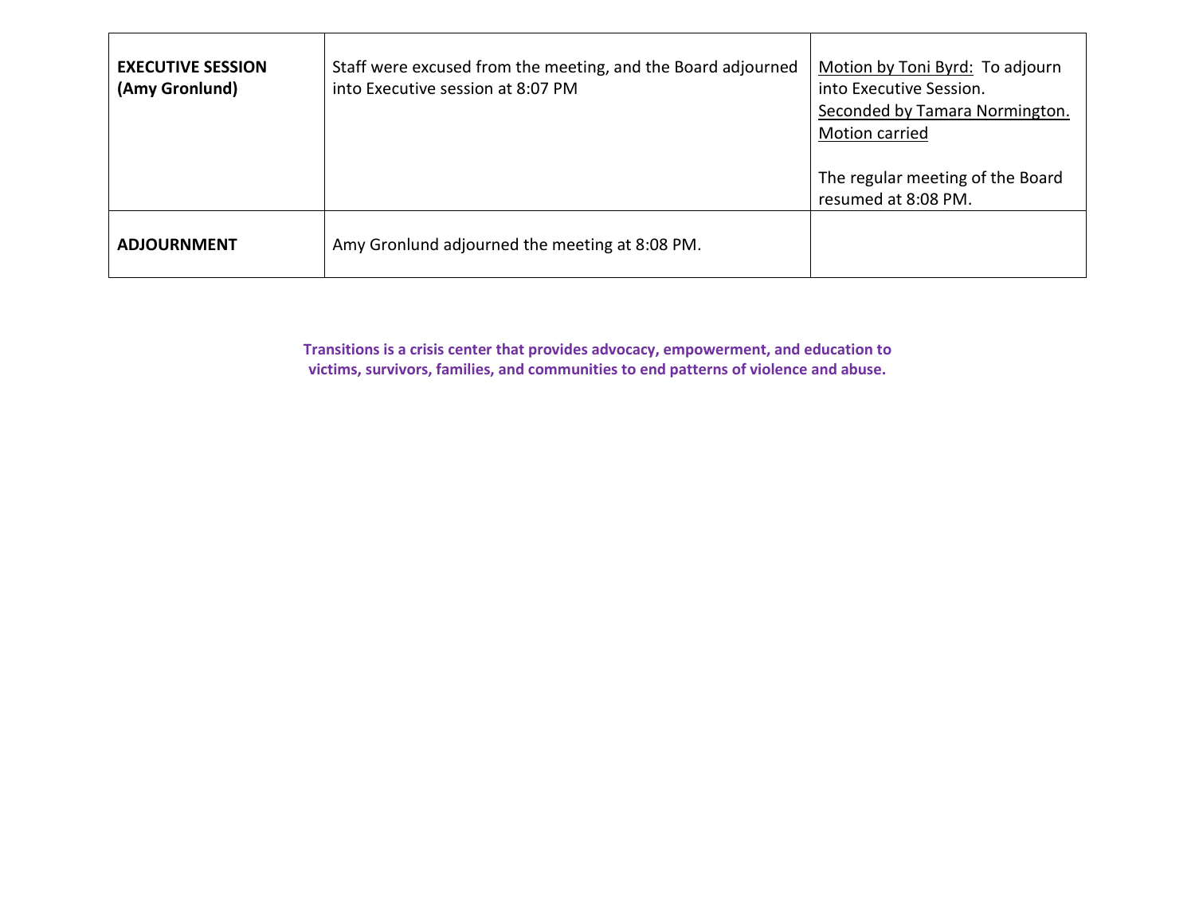| | | |
|---|---|---|
| **EXECUTIVE SESSION (Amy Gronlund)** | Staff were excused from the meeting, and the Board adjourned into Executive session at 8:07 PM | Motion by Toni Byrd: To adjourn into Executive Session. Seconded by Tamara Normington. Motion carried<br><br>The regular meeting of the Board resumed at 8:08 PM. |
| **ADJOURNMENT** | Amy Gronlund adjourned the meeting at 8:08 PM. | |

**Transitions is a crisis center that provides advocacy, empowerment, and education to victims, survivors, families, and communities to end patterns of violence and abuse.**